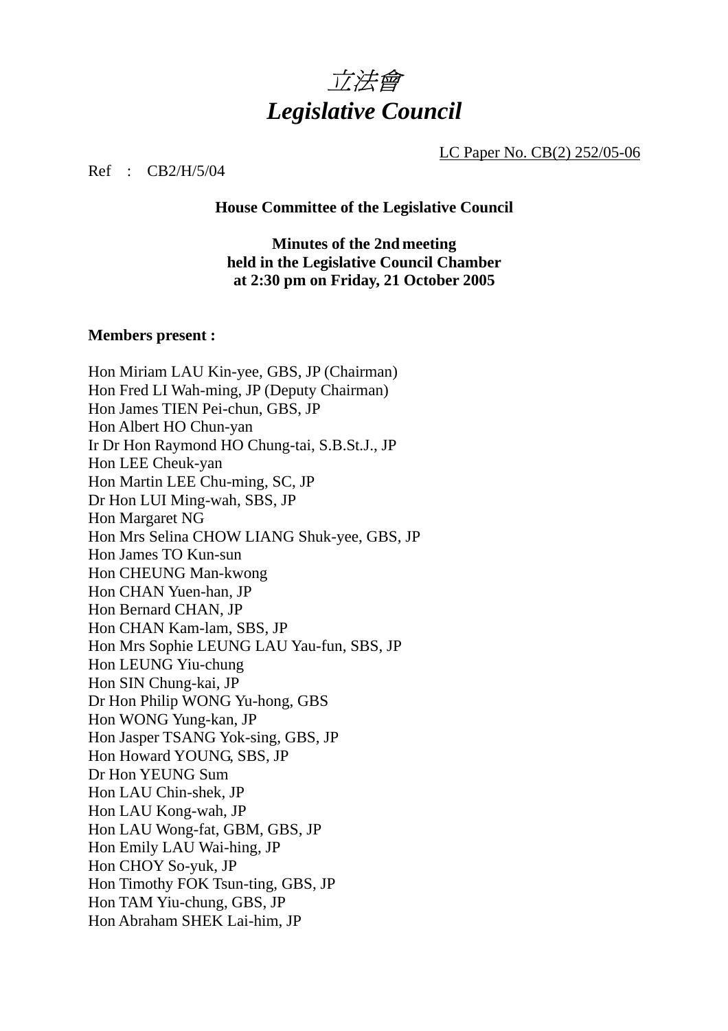# *立法會*
# *Legislative Council*

LC Paper No. CB(2) 252/05-06

Ref : CB2/H/5/04

**House Committee of the Legislative Council**

**Minutes of the 2nd meeting held in the Legislative Council Chamber at 2:30 pm on Friday, 21 October 2005**

**Members present :**

Hon Miriam LAU Kin-yee, GBS, JP (Chairman)
Hon Fred LI Wah-ming, JP (Deputy Chairman)
Hon James TIEN Pei-chun, GBS, JP
Hon Albert HO Chun-yan
Ir Dr Hon Raymond HO Chung-tai, S.B.St.J., JP
Hon LEE Cheuk-yan
Hon Martin LEE Chu-ming, SC, JP
Dr Hon LUI Ming-wah, SBS, JP
Hon Margaret NG
Hon Mrs Selina CHOW LIANG Shuk-yee, GBS, JP
Hon James TO Kun-sun
Hon CHEUNG Man-kwong
Hon CHAN Yuen-han, JP
Hon Bernard CHAN, JP
Hon CHAN Kam-lam, SBS, JP
Hon Mrs Sophie LEUNG LAU Yau-fun, SBS, JP
Hon LEUNG Yiu-chung
Hon SIN Chung-kai, JP
Dr Hon Philip WONG Yu-hong, GBS
Hon WONG Yung-kan, JP
Hon Jasper TSANG Yok-sing, GBS, JP
Hon Howard YOUNG, SBS, JP
Dr Hon YEUNG Sum
Hon LAU Chin-shek, JP
Hon LAU Kong-wah, JP
Hon LAU Wong-fat, GBM, GBS, JP
Hon Emily LAU Wai-hing, JP
Hon CHOY So-yuk, JP
Hon Timothy FOK Tsun-ting, GBS, JP
Hon TAM Yiu-chung, GBS, JP
Hon Abraham SHEK Lai-him, JP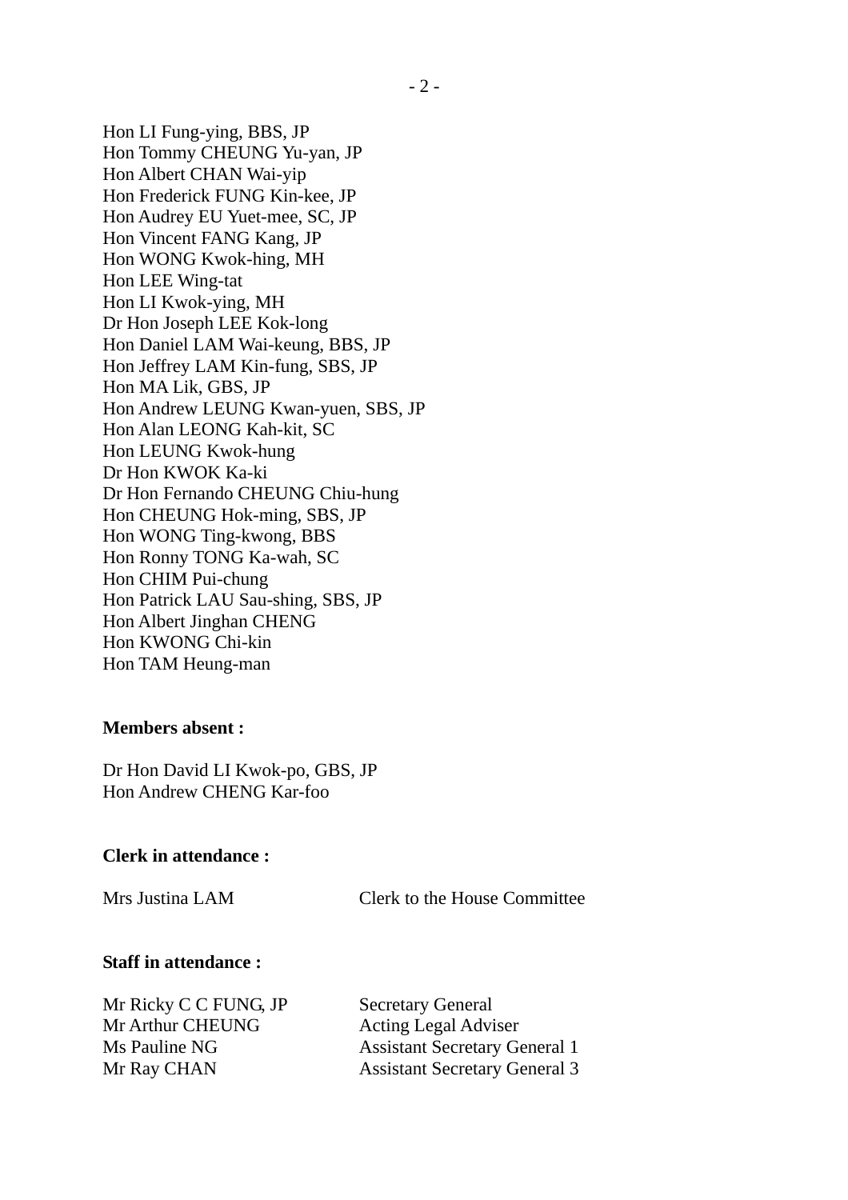Hon LI Fung-ying, BBS, JP
Hon Tommy CHEUNG Yu-yan, JP
Hon Albert CHAN Wai-yip
Hon Frederick FUNG Kin-kee, JP
Hon Audrey EU Yuet-mee, SC, JP
Hon Vincent FANG Kang, JP
Hon WONG Kwok-hing, MH
Hon LEE Wing-tat
Hon LI Kwok-ying, MH
Dr Hon Joseph LEE Kok-long
Hon Daniel LAM Wai-keung, BBS, JP
Hon Jeffrey LAM Kin-fung, SBS, JP
Hon MA Lik, GBS, JP
Hon Andrew LEUNG Kwan-yuen, SBS, JP
Hon Alan LEONG Kah-kit, SC
Hon LEUNG Kwok-hung
Dr Hon KWOK Ka-ki
Dr Hon Fernando CHEUNG Chiu-hung
Hon CHEUNG Hok-ming, SBS, JP
Hon WONG Ting-kwong, BBS
Hon Ronny TONG Ka-wah, SC
Hon CHIM Pui-chung
Hon Patrick LAU Sau-shing, SBS, JP
Hon Albert Jinghan CHENG
Hon KWONG Chi-kin
Hon TAM Heung-man

**Members absent :**

Dr Hon David LI Kwok-po, GBS, JP
Hon Andrew CHENG Kar-foo

**Clerk in attendance :**

| | |
|---|---|
| Mrs Justina LAM | Clerk to the House Committee |

**Staff in attendance :**

| | |
|---|---|
| Mr Ricky C C FUNG, JP | Secretary General |
| Mr Arthur CHEUNG | Acting Legal Adviser |
| Ms Pauline NG | Assistant Secretary General 1 |
| Mr Ray CHAN | Assistant Secretary General 3 |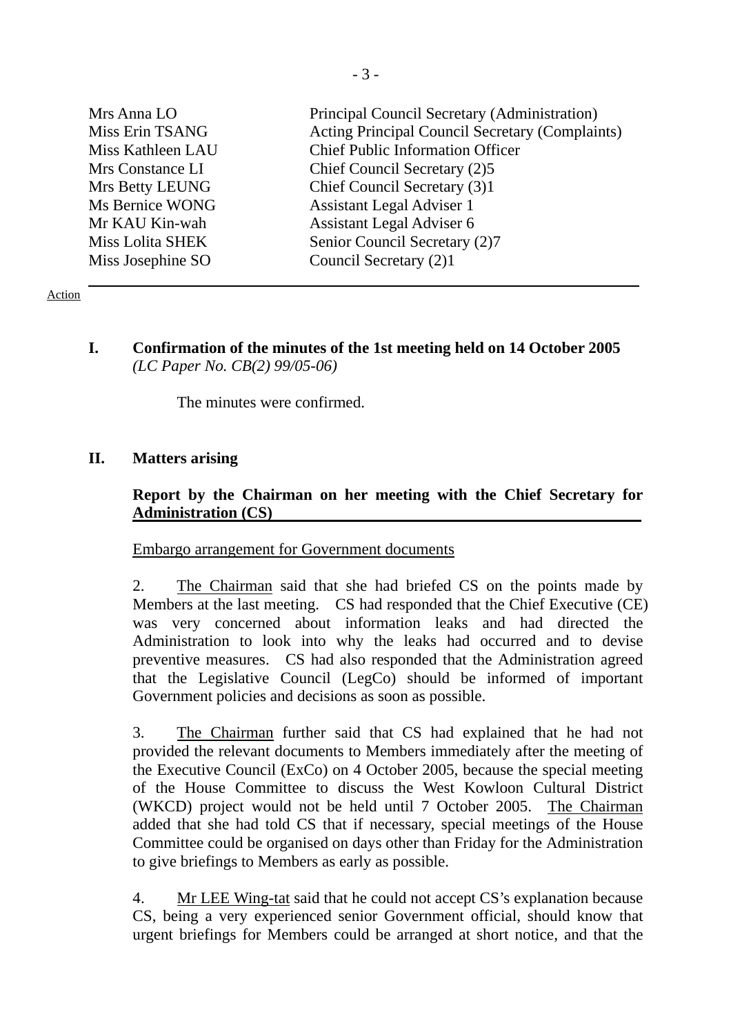| | |
|---|---|
| Mrs Anna LO | Principal Council Secretary (Administration) |
| Miss Erin TSANG | Acting Principal Council Secretary (Complaints) |
| Miss Kathleen LAU | Chief Public Information Officer |
| Mrs Constance LI | Chief Council Secretary (2)5 |
| Mrs Betty LEUNG | Chief Council Secretary (3)1 |
| Ms Bernice WONG | Assistant Legal Adviser 1 |
| Mr KAU Kin-wah | Assistant Legal Adviser 6 |
| Miss Lolita SHEK | Senior Council Secretary (2)7 |
| Miss Josephine SO | Council Secretary (2)1 |

Action

**I. Confirmation of the minutes of the 1st meeting held on 14 October 2005**
*(LC Paper No. CB(2) 99/05-06)*

The minutes were confirmed.

**II. Matters arising**

**Report by the Chairman on her meeting with the Chief Secretary for Administration (CS)**

Embargo arrangement for Government documents

2. The Chairman said that she had briefed CS on the points made by Members at the last meeting. CS had responded that the Chief Executive (CE) was very concerned about information leaks and had directed the Administration to look into why the leaks had occurred and to devise preventive measures. CS had also responded that the Administration agreed that the Legislative Council (LegCo) should be informed of important Government policies and decisions as soon as possible.

3. The Chairman further said that CS had explained that he had not provided the relevant documents to Members immediately after the meeting of the Executive Council (ExCo) on 4 October 2005, because the special meeting of the House Committee to discuss the West Kowloon Cultural District (WKCD) project would not be held until 7 October 2005. The Chairman added that she had told CS that if necessary, special meetings of the House Committee could be organised on days other than Friday for the Administration to give briefings to Members as early as possible.

4. Mr LEE Wing-tat said that he could not accept CS's explanation because CS, being a very experienced senior Government official, should know that urgent briefings for Members could be arranged at short notice, and that the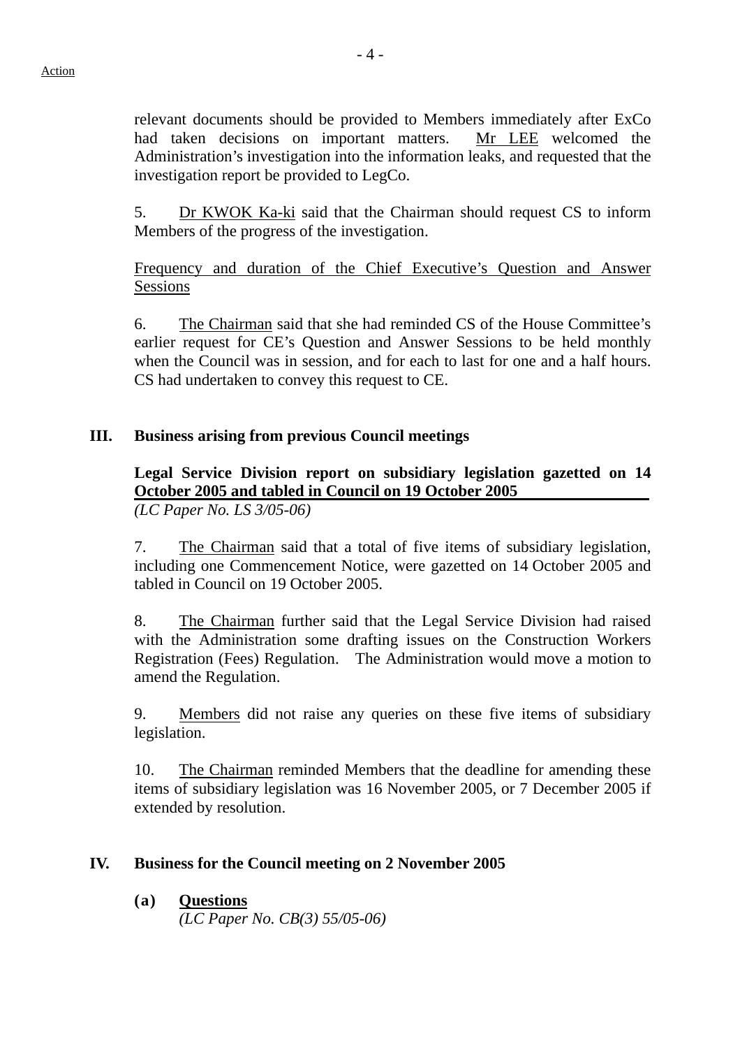relevant documents should be provided to Members immediately after ExCo had taken decisions on important matters. Mr LEE welcomed the Administration's investigation into the information leaks, and requested that the investigation report be provided to LegCo.

5. Dr KWOK Ka-ki said that the Chairman should request CS to inform Members of the progress of the investigation.

Frequency and duration of the Chief Executive's Question and Answer Sessions

6. The Chairman said that she had reminded CS of the House Committee's earlier request for CE's Question and Answer Sessions to be held monthly when the Council was in session, and for each to last for one and a half hours. CS had undertaken to convey this request to CE.

## III. Business arising from previous Council meetings

**Legal Service Division report on subsidiary legislation gazetted on 14 October 2005 and tabled in Council on 19 October 2005**
*(LC Paper No. LS 3/05-06)*

7. The Chairman said that a total of five items of subsidiary legislation, including one Commencement Notice, were gazetted on 14 October 2005 and tabled in Council on 19 October 2005.

8. The Chairman further said that the Legal Service Division had raised with the Administration some drafting issues on the Construction Workers Registration (Fees) Regulation. The Administration would move a motion to amend the Regulation.

9. Members did not raise any queries on these five items of subsidiary legislation.

10. The Chairman reminded Members that the deadline for amending these items of subsidiary legislation was 16 November 2005, or 7 December 2005 if extended by resolution.

## IV. Business for the Council meeting on 2 November 2005

**(a) Questions**
*(LC Paper No. CB(3) 55/05-06)*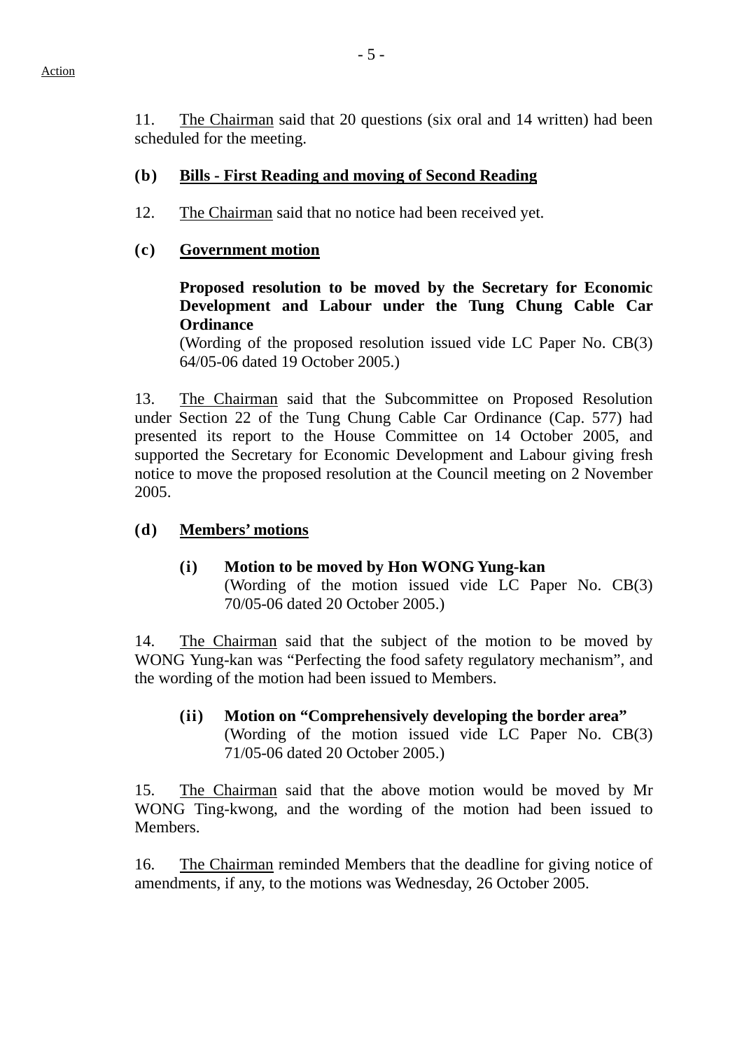11. The Chairman said that 20 questions (six oral and 14 written) had been scheduled for the meeting.

**(b) Bills - First Reading and moving of Second Reading**

12. The Chairman said that no notice had been received yet.

**(c) Government motion**

**Proposed resolution to be moved by the Secretary for Economic Development and Labour under the Tung Chung Cable Car Ordinance**
(Wording of the proposed resolution issued vide LC Paper No. CB(3) 64/05-06 dated 19 October 2005.)

13. The Chairman said that the Subcommittee on Proposed Resolution under Section 22 of the Tung Chung Cable Car Ordinance (Cap. 577) had presented its report to the House Committee on 14 October 2005, and supported the Secretary for Economic Development and Labour giving fresh notice to move the proposed resolution at the Council meeting on 2 November 2005.

**(d) Members' motions**

**(i) Motion to be moved by Hon WONG Yung-kan**
(Wording of the motion issued vide LC Paper No. CB(3) 70/05-06 dated 20 October 2005.)

14. The Chairman said that the subject of the motion to be moved by WONG Yung-kan was "Perfecting the food safety regulatory mechanism", and the wording of the motion had been issued to Members.

**(ii) Motion on "Comprehensively developing the border area"**
(Wording of the motion issued vide LC Paper No. CB(3) 71/05-06 dated 20 October 2005.)

15. The Chairman said that the above motion would be moved by Mr WONG Ting-kwong, and the wording of the motion had been issued to Members.

16. The Chairman reminded Members that the deadline for giving notice of amendments, if any, to the motions was Wednesday, 26 October 2005.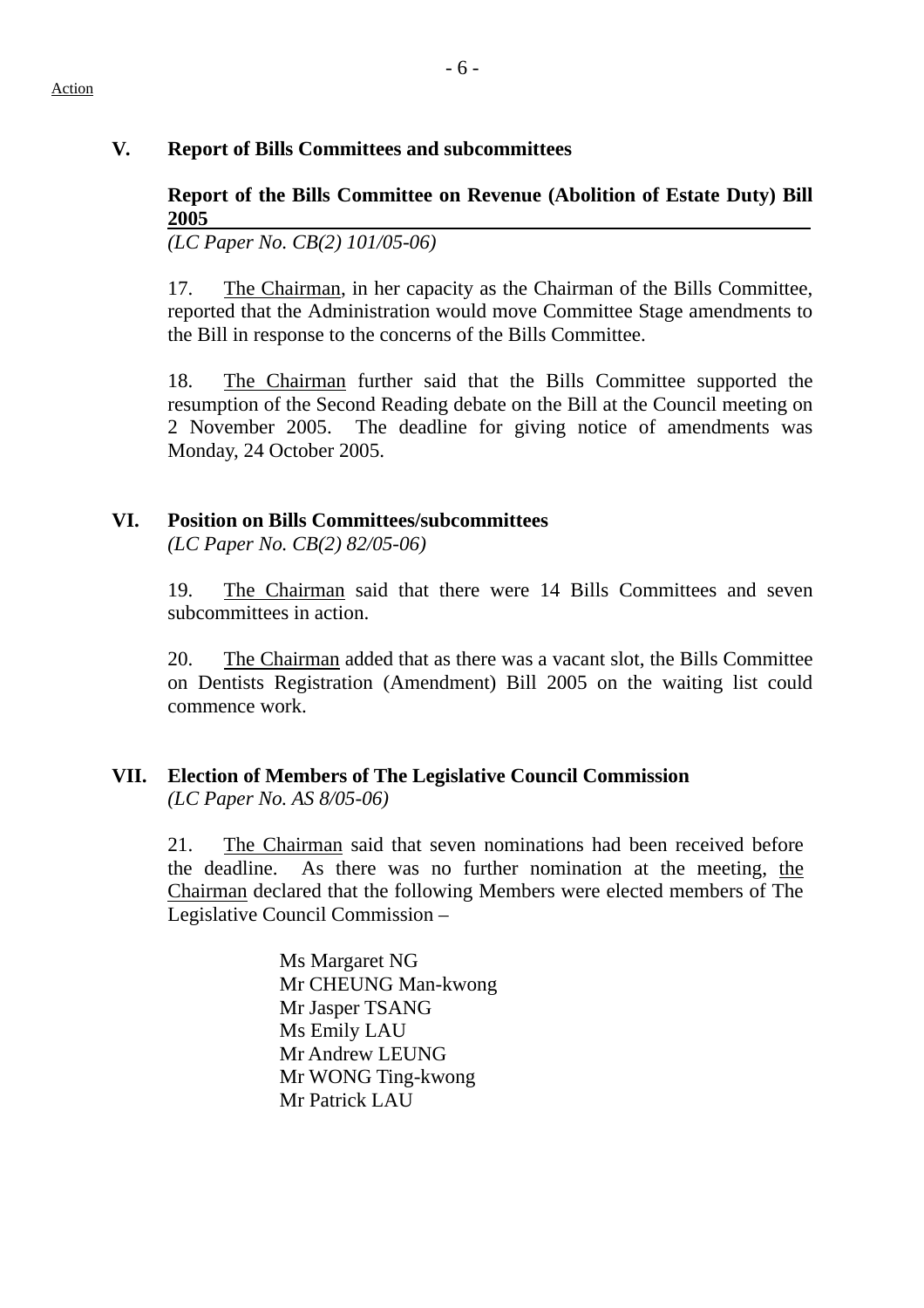Action

## V. Report of Bills Committees and subcommittees

**Report of the Bills Committee on Revenue (Abolition of Estate Duty) Bill 2005**

*(LC Paper No. CB(2) 101/05-06)*

17. The Chairman, in her capacity as the Chairman of the Bills Committee, reported that the Administration would move Committee Stage amendments to the Bill in response to the concerns of the Bills Committee.

18. The Chairman further said that the Bills Committee supported the resumption of the Second Reading debate on the Bill at the Council meeting on 2 November 2005. The deadline for giving notice of amendments was Monday, 24 October 2005.

## VI. Position on Bills Committees/subcommittees

*(LC Paper No. CB(2) 82/05-06)*

19. The Chairman said that there were 14 Bills Committees and seven subcommittees in action.

20. The Chairman added that as there was a vacant slot, the Bills Committee on Dentists Registration (Amendment) Bill 2005 on the waiting list could commence work.

## VII. Election of Members of The Legislative Council Commission

*(LC Paper No. AS 8/05-06)*

21. The Chairman said that seven nominations had been received before the deadline. As there was no further nomination at the meeting, the Chairman declared that the following Members were elected members of The Legislative Council Commission –

Ms Margaret NG
Mr CHEUNG Man-kwong
Mr Jasper TSANG
Ms Emily LAU
Mr Andrew LEUNG
Mr WONG Ting-kwong
Mr Patrick LAU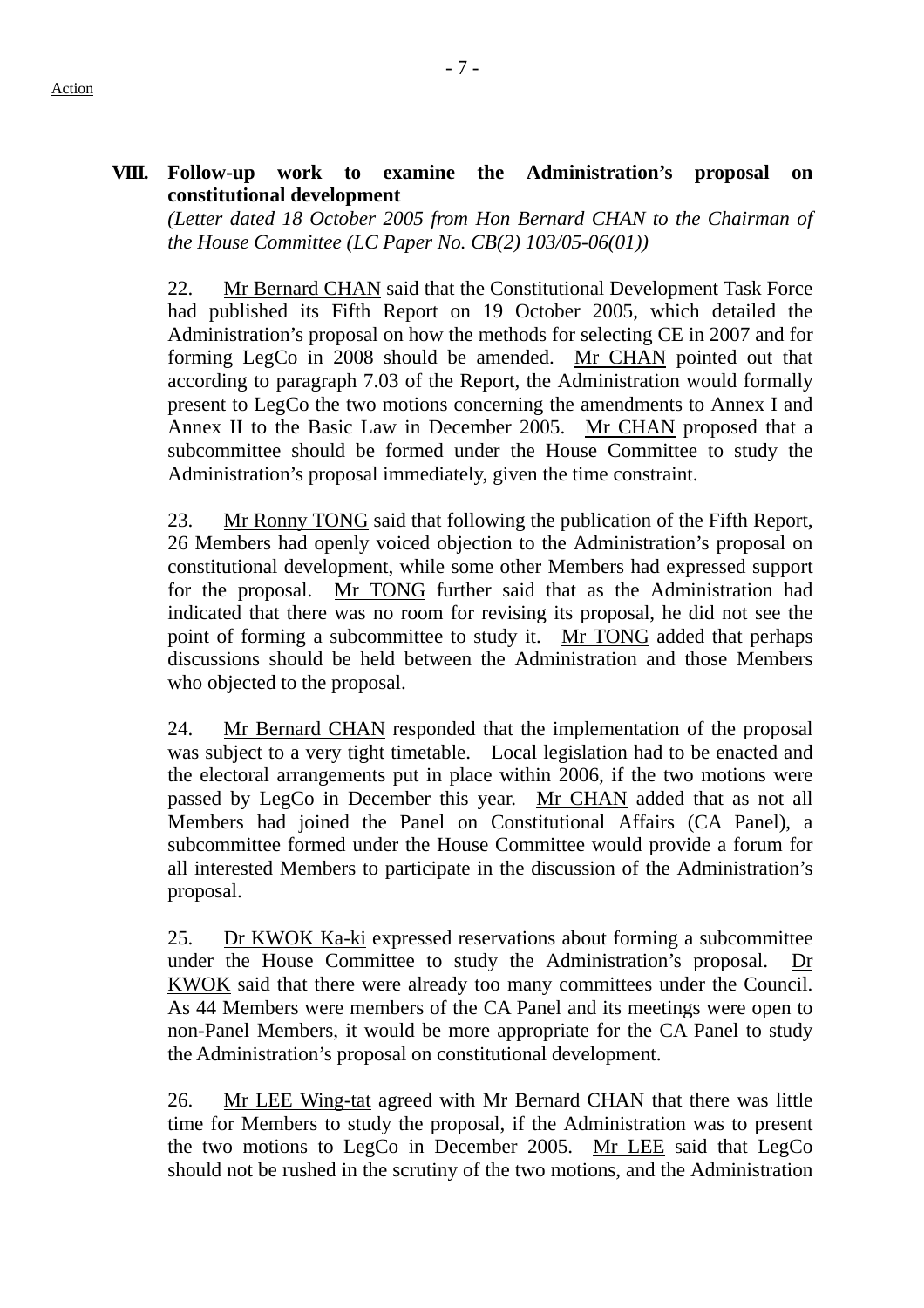### VIII. Follow-up work to examine the Administration's proposal on constitutional development

*(Letter dated 18 October 2005 from Hon Bernard CHAN to the Chairman of the House Committee (LC Paper No. CB(2) 103/05-06(01))*

22. Mr Bernard CHAN said that the Constitutional Development Task Force had published its Fifth Report on 19 October 2005, which detailed the Administration's proposal on how the methods for selecting CE in 2007 and for forming LegCo in 2008 should be amended. Mr CHAN pointed out that according to paragraph 7.03 of the Report, the Administration would formally present to LegCo the two motions concerning the amendments to Annex I and Annex II to the Basic Law in December 2005. Mr CHAN proposed that a subcommittee should be formed under the House Committee to study the Administration's proposal immediately, given the time constraint.

23. Mr Ronny TONG said that following the publication of the Fifth Report, 26 Members had openly voiced objection to the Administration's proposal on constitutional development, while some other Members had expressed support for the proposal. Mr TONG further said that as the Administration had indicated that there was no room for revising its proposal, he did not see the point of forming a subcommittee to study it. Mr TONG added that perhaps discussions should be held between the Administration and those Members who objected to the proposal.

24. Mr Bernard CHAN responded that the implementation of the proposal was subject to a very tight timetable. Local legislation had to be enacted and the electoral arrangements put in place within 2006, if the two motions were passed by LegCo in December this year. Mr CHAN added that as not all Members had joined the Panel on Constitutional Affairs (CA Panel), a subcommittee formed under the House Committee would provide a forum for all interested Members to participate in the discussion of the Administration's proposal.

25. Dr KWOK Ka-ki expressed reservations about forming a subcommittee under the House Committee to study the Administration's proposal. Dr KWOK said that there were already too many committees under the Council. As 44 Members were members of the CA Panel and its meetings were open to non-Panel Members, it would be more appropriate for the CA Panel to study the Administration's proposal on constitutional development.

26. Mr LEE Wing-tat agreed with Mr Bernard CHAN that there was little time for Members to study the proposal, if the Administration was to present the two motions to LegCo in December 2005. Mr LEE said that LegCo should not be rushed in the scrutiny of the two motions, and the Administration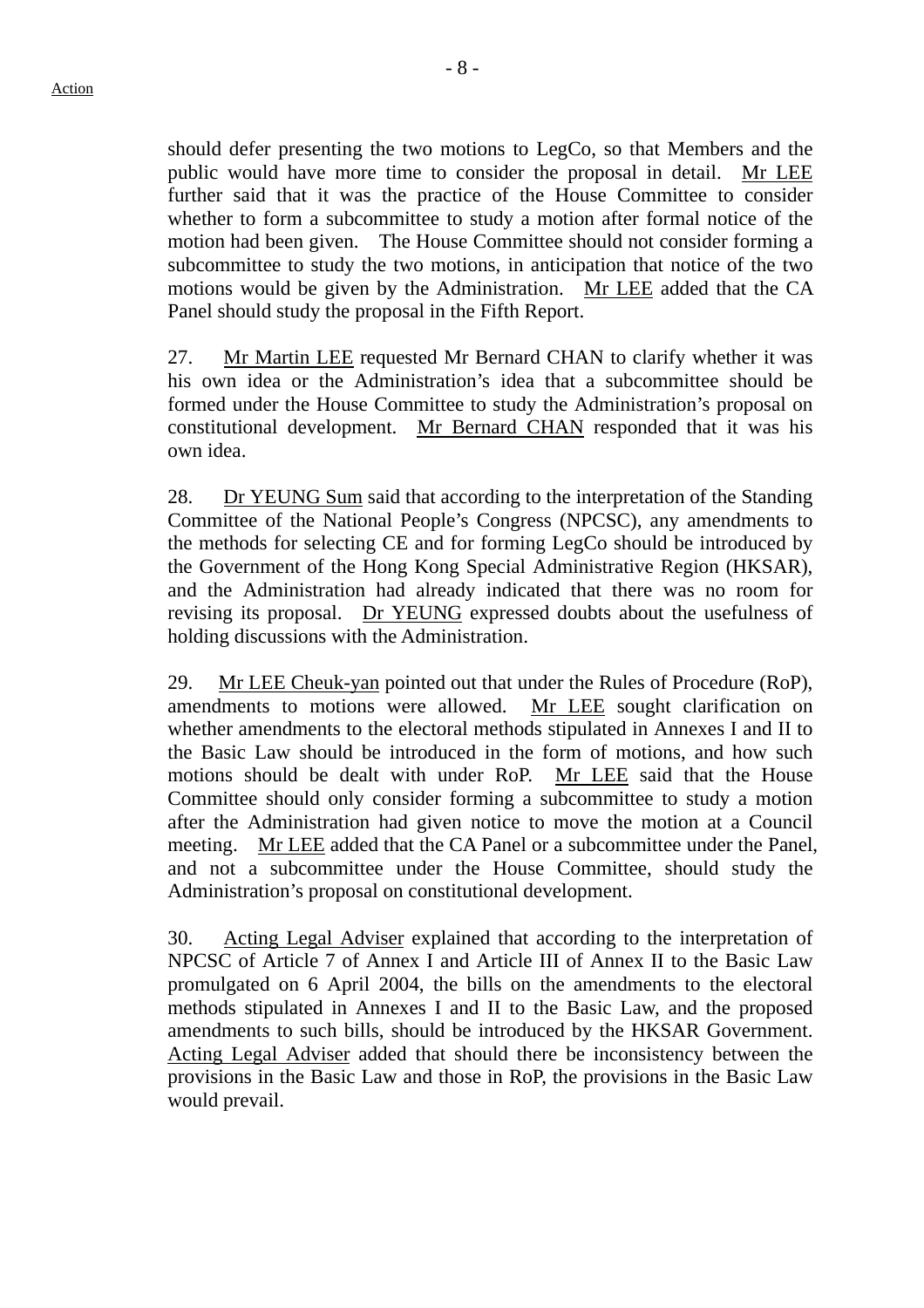should defer presenting the two motions to LegCo, so that Members and the public would have more time to consider the proposal in detail. Mr LEE further said that it was the practice of the House Committee to consider whether to form a subcommittee to study a motion after formal notice of the motion had been given. The House Committee should not consider forming a subcommittee to study the two motions, in anticipation that notice of the two motions would be given by the Administration. Mr LEE added that the CA Panel should study the proposal in the Fifth Report.

27. Mr Martin LEE requested Mr Bernard CHAN to clarify whether it was his own idea or the Administration's idea that a subcommittee should be formed under the House Committee to study the Administration's proposal on constitutional development. Mr Bernard CHAN responded that it was his own idea.

28. Dr YEUNG Sum said that according to the interpretation of the Standing Committee of the National People's Congress (NPCSC), any amendments to the methods for selecting CE and for forming LegCo should be introduced by the Government of the Hong Kong Special Administrative Region (HKSAR), and the Administration had already indicated that there was no room for revising its proposal. Dr YEUNG expressed doubts about the usefulness of holding discussions with the Administration.

29. Mr LEE Cheuk-yan pointed out that under the Rules of Procedure (RoP), amendments to motions were allowed. Mr LEE sought clarification on whether amendments to the electoral methods stipulated in Annexes I and II to the Basic Law should be introduced in the form of motions, and how such motions should be dealt with under RoP. Mr LEE said that the House Committee should only consider forming a subcommittee to study a motion after the Administration had given notice to move the motion at a Council meeting. Mr LEE added that the CA Panel or a subcommittee under the Panel, and not a subcommittee under the House Committee, should study the Administration's proposal on constitutional development.

30. Acting Legal Adviser explained that according to the interpretation of NPCSC of Article 7 of Annex I and Article III of Annex II to the Basic Law promulgated on 6 April 2004, the bills on the amendments to the electoral methods stipulated in Annexes I and II to the Basic Law, and the proposed amendments to such bills, should be introduced by the HKSAR Government. Acting Legal Adviser added that should there be inconsistency between the provisions in the Basic Law and those in RoP, the provisions in the Basic Law would prevail.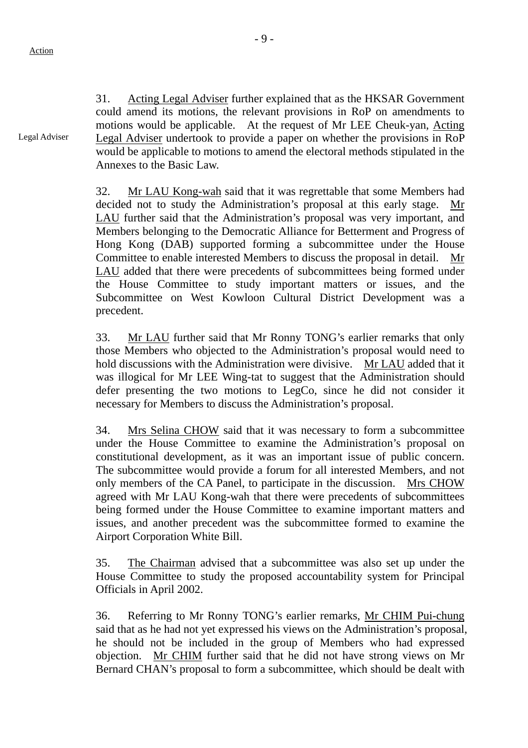Action

31. Acting Legal Adviser further explained that as the HKSAR Government could amend its motions, the relevant provisions in RoP on amendments to motions would be applicable. At the request of Mr LEE Cheuk-yan, Acting Legal Adviser undertook to provide a paper on whether the provisions in RoP would be applicable to motions to amend the electoral methods stipulated in the Annexes to the Basic Law.

Legal Adviser

32. Mr LAU Kong-wah said that it was regrettable that some Members had decided not to study the Administration's proposal at this early stage. Mr LAU further said that the Administration's proposal was very important, and Members belonging to the Democratic Alliance for Betterment and Progress of Hong Kong (DAB) supported forming a subcommittee under the House Committee to enable interested Members to discuss the proposal in detail. Mr LAU added that there were precedents of subcommittees being formed under the House Committee to study important matters or issues, and the Subcommittee on West Kowloon Cultural District Development was a precedent.

33. Mr LAU further said that Mr Ronny TONG's earlier remarks that only those Members who objected to the Administration's proposal would need to hold discussions with the Administration were divisive. Mr LAU added that it was illogical for Mr LEE Wing-tat to suggest that the Administration should defer presenting the two motions to LegCo, since he did not consider it necessary for Members to discuss the Administration's proposal.

34. Mrs Selina CHOW said that it was necessary to form a subcommittee under the House Committee to examine the Administration's proposal on constitutional development, as it was an important issue of public concern. The subcommittee would provide a forum for all interested Members, and not only members of the CA Panel, to participate in the discussion. Mrs CHOW agreed with Mr LAU Kong-wah that there were precedents of subcommittees being formed under the House Committee to examine important matters and issues, and another precedent was the subcommittee formed to examine the Airport Corporation White Bill.

35. The Chairman advised that a subcommittee was also set up under the House Committee to study the proposed accountability system for Principal Officials in April 2002.

36. Referring to Mr Ronny TONG's earlier remarks, Mr CHIM Pui-chung said that as he had not yet expressed his views on the Administration's proposal, he should not be included in the group of Members who had expressed objection. Mr CHIM further said that he did not have strong views on Mr Bernard CHAN's proposal to form a subcommittee, which should be dealt with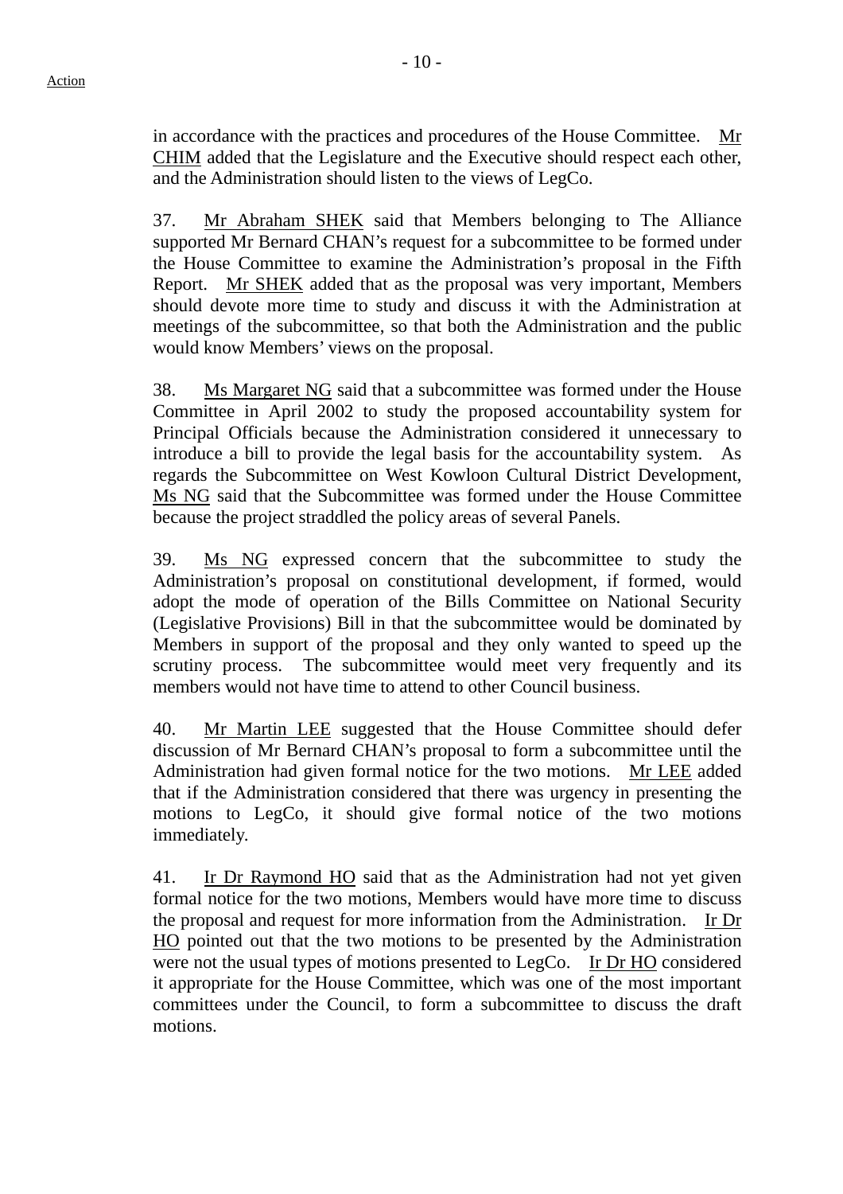in accordance with the practices and procedures of the House Committee. Mr CHIM added that the Legislature and the Executive should respect each other, and the Administration should listen to the views of LegCo.

37. Mr Abraham SHEK said that Members belonging to The Alliance supported Mr Bernard CHAN's request for a subcommittee to be formed under the House Committee to examine the Administration's proposal in the Fifth Report. Mr SHEK added that as the proposal was very important, Members should devote more time to study and discuss it with the Administration at meetings of the subcommittee, so that both the Administration and the public would know Members' views on the proposal.

38. Ms Margaret NG said that a subcommittee was formed under the House Committee in April 2002 to study the proposed accountability system for Principal Officials because the Administration considered it unnecessary to introduce a bill to provide the legal basis for the accountability system. As regards the Subcommittee on West Kowloon Cultural District Development, Ms NG said that the Subcommittee was formed under the House Committee because the project straddled the policy areas of several Panels.

39. Ms NG expressed concern that the subcommittee to study the Administration's proposal on constitutional development, if formed, would adopt the mode of operation of the Bills Committee on National Security (Legislative Provisions) Bill in that the subcommittee would be dominated by Members in support of the proposal and they only wanted to speed up the scrutiny process. The subcommittee would meet very frequently and its members would not have time to attend to other Council business.

40. Mr Martin LEE suggested that the House Committee should defer discussion of Mr Bernard CHAN's proposal to form a subcommittee until the Administration had given formal notice for the two motions. Mr LEE added that if the Administration considered that there was urgency in presenting the motions to LegCo, it should give formal notice of the two motions immediately.

41. Ir Dr Raymond HO said that as the Administration had not yet given formal notice for the two motions, Members would have more time to discuss the proposal and request for more information from the Administration. Ir Dr HO pointed out that the two motions to be presented by the Administration were not the usual types of motions presented to LegCo. Ir Dr HO considered it appropriate for the House Committee, which was one of the most important committees under the Council, to form a subcommittee to discuss the draft motions.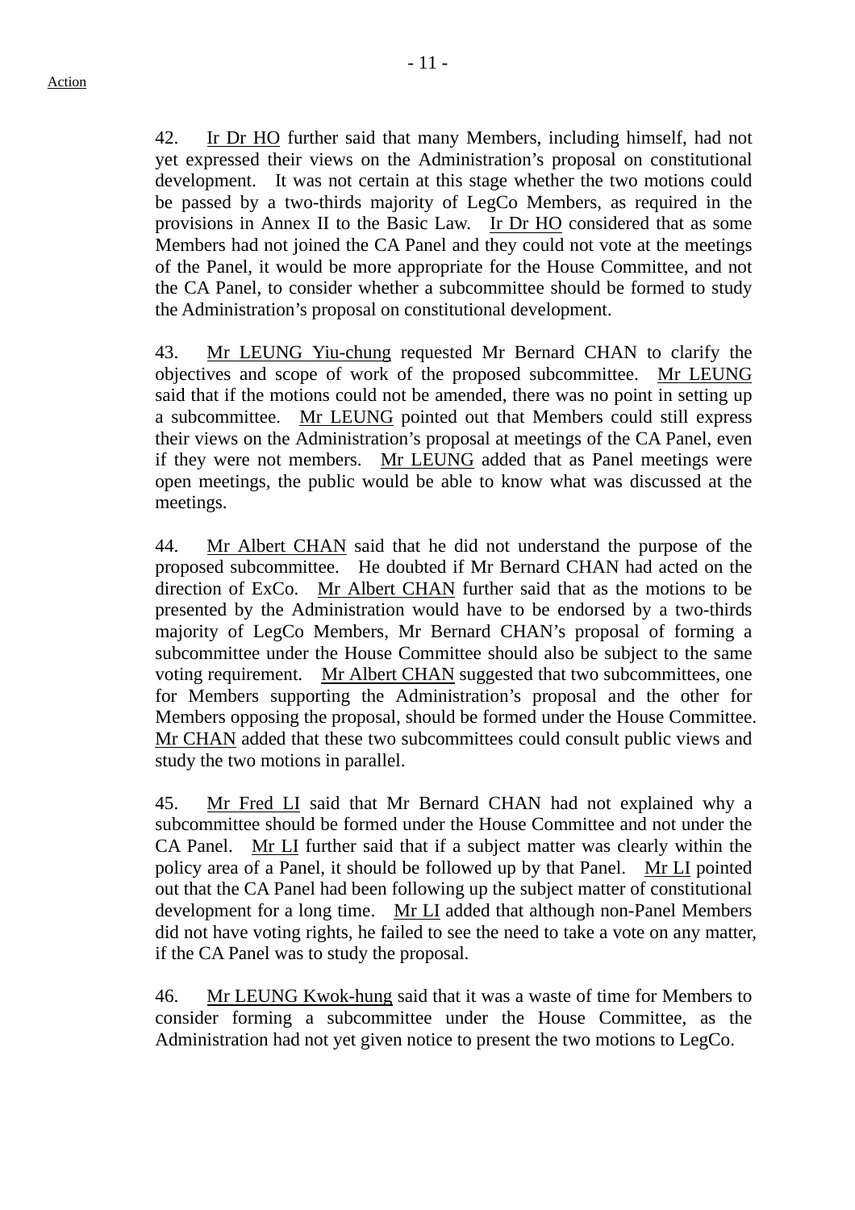42. Ir Dr HO further said that many Members, including himself, had not yet expressed their views on the Administration's proposal on constitutional development. It was not certain at this stage whether the two motions could be passed by a two-thirds majority of LegCo Members, as required in the provisions in Annex II to the Basic Law. Ir Dr HO considered that as some Members had not joined the CA Panel and they could not vote at the meetings of the Panel, it would be more appropriate for the House Committee, and not the CA Panel, to consider whether a subcommittee should be formed to study the Administration's proposal on constitutional development.

43. Mr LEUNG Yiu-chung requested Mr Bernard CHAN to clarify the objectives and scope of work of the proposed subcommittee. Mr LEUNG said that if the motions could not be amended, there was no point in setting up a subcommittee. Mr LEUNG pointed out that Members could still express their views on the Administration's proposal at meetings of the CA Panel, even if they were not members. Mr LEUNG added that as Panel meetings were open meetings, the public would be able to know what was discussed at the meetings.

44. Mr Albert CHAN said that he did not understand the purpose of the proposed subcommittee. He doubted if Mr Bernard CHAN had acted on the direction of ExCo. Mr Albert CHAN further said that as the motions to be presented by the Administration would have to be endorsed by a two-thirds majority of LegCo Members, Mr Bernard CHAN's proposal of forming a subcommittee under the House Committee should also be subject to the same voting requirement. Mr Albert CHAN suggested that two subcommittees, one for Members supporting the Administration's proposal and the other for Members opposing the proposal, should be formed under the House Committee. Mr CHAN added that these two subcommittees could consult public views and study the two motions in parallel.

45. Mr Fred LI said that Mr Bernard CHAN had not explained why a subcommittee should be formed under the House Committee and not under the CA Panel. Mr LI further said that if a subject matter was clearly within the policy area of a Panel, it should be followed up by that Panel. Mr LI pointed out that the CA Panel had been following up the subject matter of constitutional development for a long time. Mr LI added that although non-Panel Members did not have voting rights, he failed to see the need to take a vote on any matter, if the CA Panel was to study the proposal.

46. Mr LEUNG Kwok-hung said that it was a waste of time for Members to consider forming a subcommittee under the House Committee, as the Administration had not yet given notice to present the two motions to LegCo.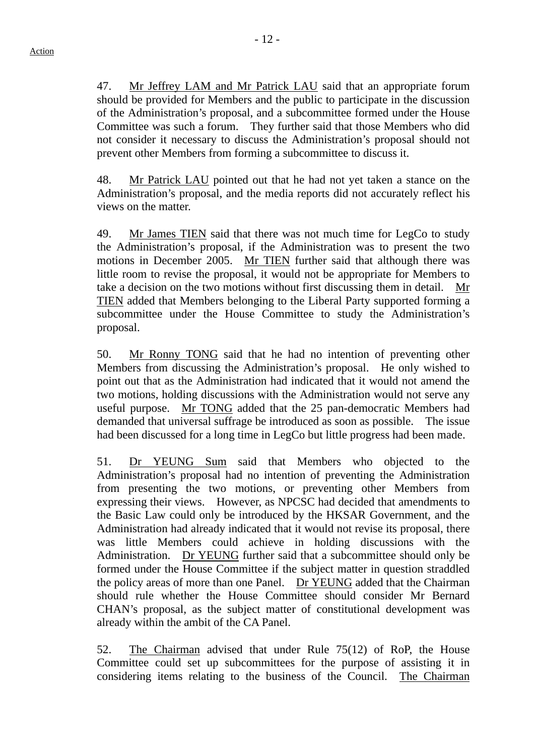Action

47. Mr Jeffrey LAM and Mr Patrick LAU said that an appropriate forum should be provided for Members and the public to participate in the discussion of the Administration's proposal, and a subcommittee formed under the House Committee was such a forum. They further said that those Members who did not consider it necessary to discuss the Administration's proposal should not prevent other Members from forming a subcommittee to discuss it.

48. Mr Patrick LAU pointed out that he had not yet taken a stance on the Administration's proposal, and the media reports did not accurately reflect his views on the matter.

49. Mr James TIEN said that there was not much time for LegCo to study the Administration's proposal, if the Administration was to present the two motions in December 2005. Mr TIEN further said that although there was little room to revise the proposal, it would not be appropriate for Members to take a decision on the two motions without first discussing them in detail. Mr TIEN added that Members belonging to the Liberal Party supported forming a subcommittee under the House Committee to study the Administration's proposal.

50. Mr Ronny TONG said that he had no intention of preventing other Members from discussing the Administration's proposal. He only wished to point out that as the Administration had indicated that it would not amend the two motions, holding discussions with the Administration would not serve any useful purpose. Mr TONG added that the 25 pan-democratic Members had demanded that universal suffrage be introduced as soon as possible. The issue had been discussed for a long time in LegCo but little progress had been made.

51. Dr YEUNG Sum said that Members who objected to the Administration's proposal had no intention of preventing the Administration from presenting the two motions, or preventing other Members from expressing their views. However, as NPCSC had decided that amendments to the Basic Law could only be introduced by the HKSAR Government, and the Administration had already indicated that it would not revise its proposal, there was little Members could achieve in holding discussions with the Administration. Dr YEUNG further said that a subcommittee should only be formed under the House Committee if the subject matter in question straddled the policy areas of more than one Panel. Dr YEUNG added that the Chairman should rule whether the House Committee should consider Mr Bernard CHAN's proposal, as the subject matter of constitutional development was already within the ambit of the CA Panel.

52. The Chairman advised that under Rule 75(12) of RoP, the House Committee could set up subcommittees for the purpose of assisting it in considering items relating to the business of the Council. The Chairman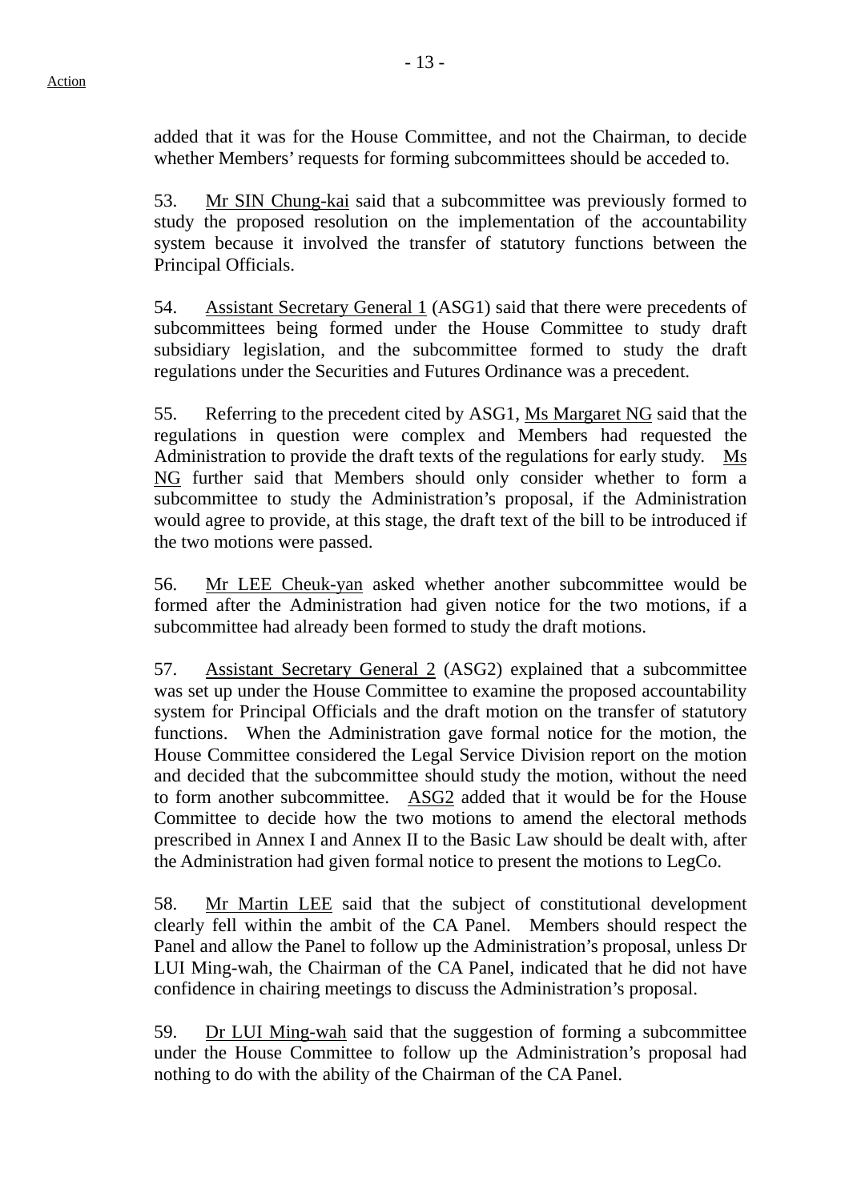added that it was for the House Committee, and not the Chairman, to decide whether Members' requests for forming subcommittees should be acceded to.

53. Mr SIN Chung-kai said that a subcommittee was previously formed to study the proposed resolution on the implementation of the accountability system because it involved the transfer of statutory functions between the Principal Officials.

54. Assistant Secretary General 1 (ASG1) said that there were precedents of subcommittees being formed under the House Committee to study draft subsidiary legislation, and the subcommittee formed to study the draft regulations under the Securities and Futures Ordinance was a precedent.

55. Referring to the precedent cited by ASG1, Ms Margaret NG said that the regulations in question were complex and Members had requested the Administration to provide the draft texts of the regulations for early study. Ms NG further said that Members should only consider whether to form a subcommittee to study the Administration's proposal, if the Administration would agree to provide, at this stage, the draft text of the bill to be introduced if the two motions were passed.

56. Mr LEE Cheuk-yan asked whether another subcommittee would be formed after the Administration had given notice for the two motions, if a subcommittee had already been formed to study the draft motions.

57. Assistant Secretary General 2 (ASG2) explained that a subcommittee was set up under the House Committee to examine the proposed accountability system for Principal Officials and the draft motion on the transfer of statutory functions. When the Administration gave formal notice for the motion, the House Committee considered the Legal Service Division report on the motion and decided that the subcommittee should study the motion, without the need to form another subcommittee. ASG2 added that it would be for the House Committee to decide how the two motions to amend the electoral methods prescribed in Annex I and Annex II to the Basic Law should be dealt with, after the Administration had given formal notice to present the motions to LegCo.

58. Mr Martin LEE said that the subject of constitutional development clearly fell within the ambit of the CA Panel. Members should respect the Panel and allow the Panel to follow up the Administration's proposal, unless Dr LUI Ming-wah, the Chairman of the CA Panel, indicated that he did not have confidence in chairing meetings to discuss the Administration's proposal.

59. Dr LUI Ming-wah said that the suggestion of forming a subcommittee under the House Committee to follow up the Administration's proposal had nothing to do with the ability of the Chairman of the CA Panel.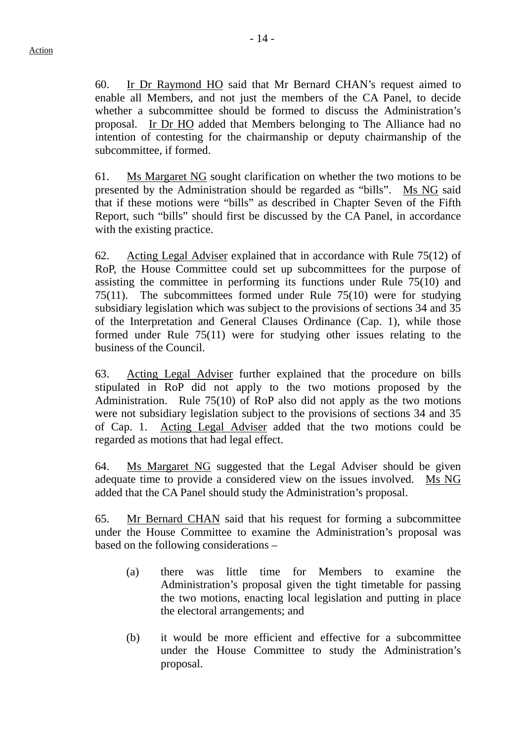60. Ir Dr Raymond HO said that Mr Bernard CHAN's request aimed to enable all Members, and not just the members of the CA Panel, to decide whether a subcommittee should be formed to discuss the Administration's proposal. Ir Dr HO added that Members belonging to The Alliance had no intention of contesting for the chairmanship or deputy chairmanship of the subcommittee, if formed.

61. Ms Margaret NG sought clarification on whether the two motions to be presented by the Administration should be regarded as "bills". Ms NG said that if these motions were "bills" as described in Chapter Seven of the Fifth Report, such "bills" should first be discussed by the CA Panel, in accordance with the existing practice.

62. Acting Legal Adviser explained that in accordance with Rule 75(12) of RoP, the House Committee could set up subcommittees for the purpose of assisting the committee in performing its functions under Rule 75(10) and 75(11). The subcommittees formed under Rule 75(10) were for studying subsidiary legislation which was subject to the provisions of sections 34 and 35 of the Interpretation and General Clauses Ordinance (Cap. 1), while those formed under Rule 75(11) were for studying other issues relating to the business of the Council.

63. Acting Legal Adviser further explained that the procedure on bills stipulated in RoP did not apply to the two motions proposed by the Administration. Rule 75(10) of RoP also did not apply as the two motions were not subsidiary legislation subject to the provisions of sections 34 and 35 of Cap. 1. Acting Legal Adviser added that the two motions could be regarded as motions that had legal effect.

64. Ms Margaret NG suggested that the Legal Adviser should be given adequate time to provide a considered view on the issues involved. Ms NG added that the CA Panel should study the Administration's proposal.

65. Mr Bernard CHAN said that his request for forming a subcommittee under the House Committee to examine the Administration's proposal was based on the following considerations –

(a) there was little time for Members to examine the Administration's proposal given the tight timetable for passing the two motions, enacting local legislation and putting in place the electoral arrangements; and

(b) it would be more efficient and effective for a subcommittee under the House Committee to study the Administration's proposal.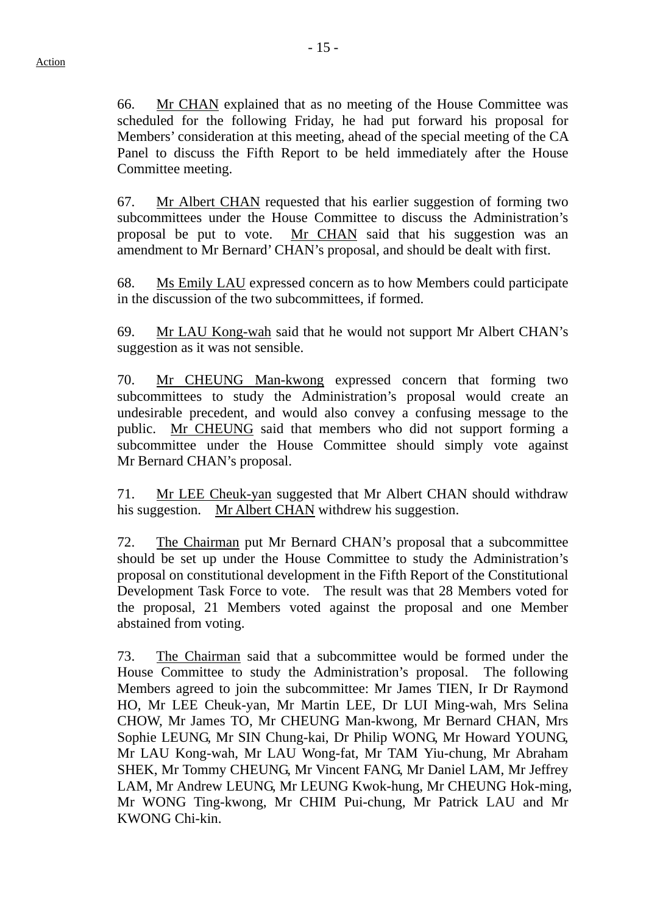66. Mr CHAN explained that as no meeting of the House Committee was scheduled for the following Friday, he had put forward his proposal for Members' consideration at this meeting, ahead of the special meeting of the CA Panel to discuss the Fifth Report to be held immediately after the House Committee meeting.

67. Mr Albert CHAN requested that his earlier suggestion of forming two subcommittees under the House Committee to discuss the Administration's proposal be put to vote. Mr CHAN said that his suggestion was an amendment to Mr Bernard' CHAN's proposal, and should be dealt with first.

68. Ms Emily LAU expressed concern as to how Members could participate in the discussion of the two subcommittees, if formed.

69. Mr LAU Kong-wah said that he would not support Mr Albert CHAN's suggestion as it was not sensible.

70. Mr CHEUNG Man-kwong expressed concern that forming two subcommittees to study the Administration's proposal would create an undesirable precedent, and would also convey a confusing message to the public. Mr CHEUNG said that members who did not support forming a subcommittee under the House Committee should simply vote against Mr Bernard CHAN's proposal.

71. Mr LEE Cheuk-yan suggested that Mr Albert CHAN should withdraw his suggestion. Mr Albert CHAN withdrew his suggestion.

72. The Chairman put Mr Bernard CHAN's proposal that a subcommittee should be set up under the House Committee to study the Administration's proposal on constitutional development in the Fifth Report of the Constitutional Development Task Force to vote. The result was that 28 Members voted for the proposal, 21 Members voted against the proposal and one Member abstained from voting.

73. The Chairman said that a subcommittee would be formed under the House Committee to study the Administration's proposal. The following Members agreed to join the subcommittee: Mr James TIEN, Ir Dr Raymond HO, Mr LEE Cheuk-yan, Mr Martin LEE, Dr LUI Ming-wah, Mrs Selina CHOW, Mr James TO, Mr CHEUNG Man-kwong, Mr Bernard CHAN, Mrs Sophie LEUNG, Mr SIN Chung-kai, Dr Philip WONG, Mr Howard YOUNG, Mr LAU Kong-wah, Mr LAU Wong-fat, Mr TAM Yiu-chung, Mr Abraham SHEK, Mr Tommy CHEUNG, Mr Vincent FANG, Mr Daniel LAM, Mr Jeffrey LAM, Mr Andrew LEUNG, Mr LEUNG Kwok-hung, Mr CHEUNG Hok-ming, Mr WONG Ting-kwong, Mr CHIM Pui-chung, Mr Patrick LAU and Mr KWONG Chi-kin.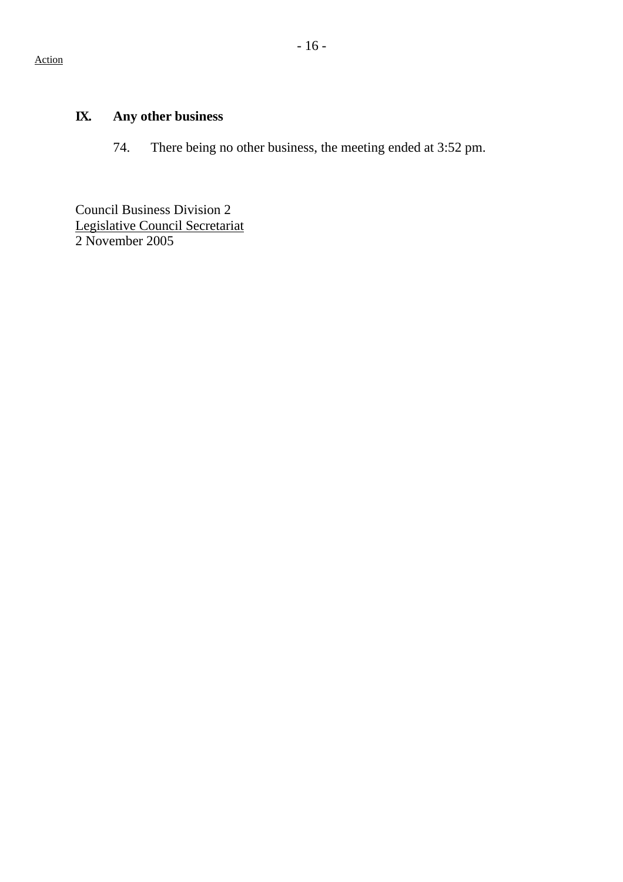Action

## IX. Any other business

74. There being no other business, the meeting ended at 3:52 pm.

Council Business Division 2
Legislative Council Secretariat
2 November 2005